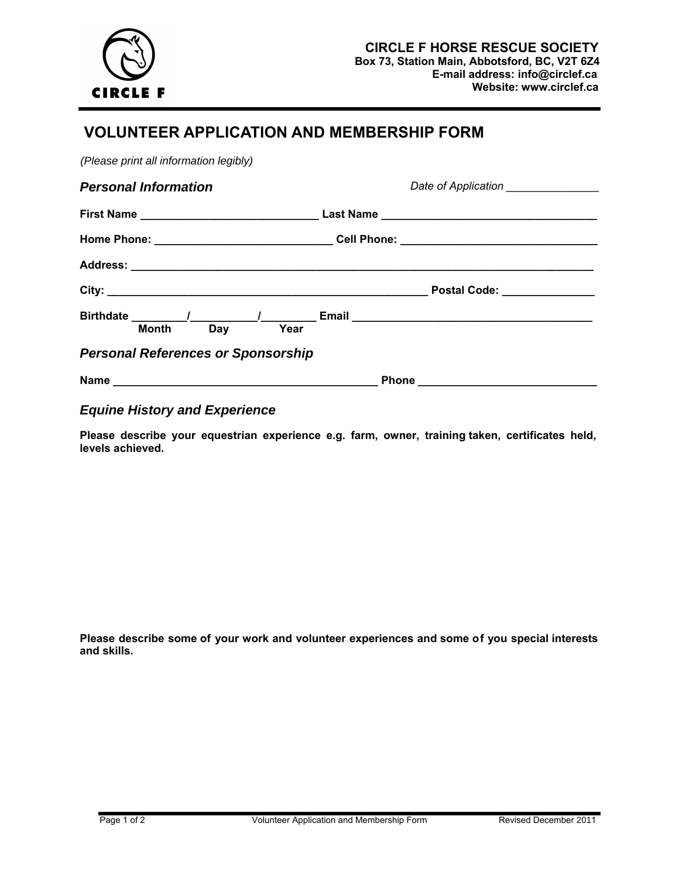CIRCLE F

**CIRCLE F HORSE RESCUE SOCIETY**
**Box 73, Station Main, Abbotsford, BC, V2T 6Z4**
**E-mail address: info@circlef.ca**
**Website: www.circlef.ca**

# VOLUNTEER APPLICATION AND MEMBERSHIP FORM

*(Please print all information legibly)*

## *Personal Information*

*Date of Application* _______________

**First Name** ____________________________ **Last Name** __________________________________

**Home Phone:** ____________________________ **Cell Phone:** _______________________________

**Address:** ___________________________________________________________________________

**City:** ___________________________________________________ **Postal Code:** _______________

**Birthdate** _________/__________/_________ **Email** ______________________________________
**Month** **Day** **Year**

## *Personal References or Sponsorship*

**Name** __________________________________________ **Phone** ____________________________

## *Equine History and Experience*

**Please describe your equestrian experience e.g. farm, owner, training taken, certificates held, levels achieved.**

**Please describe some of your work and volunteer experiences and some of you special interests and skills.**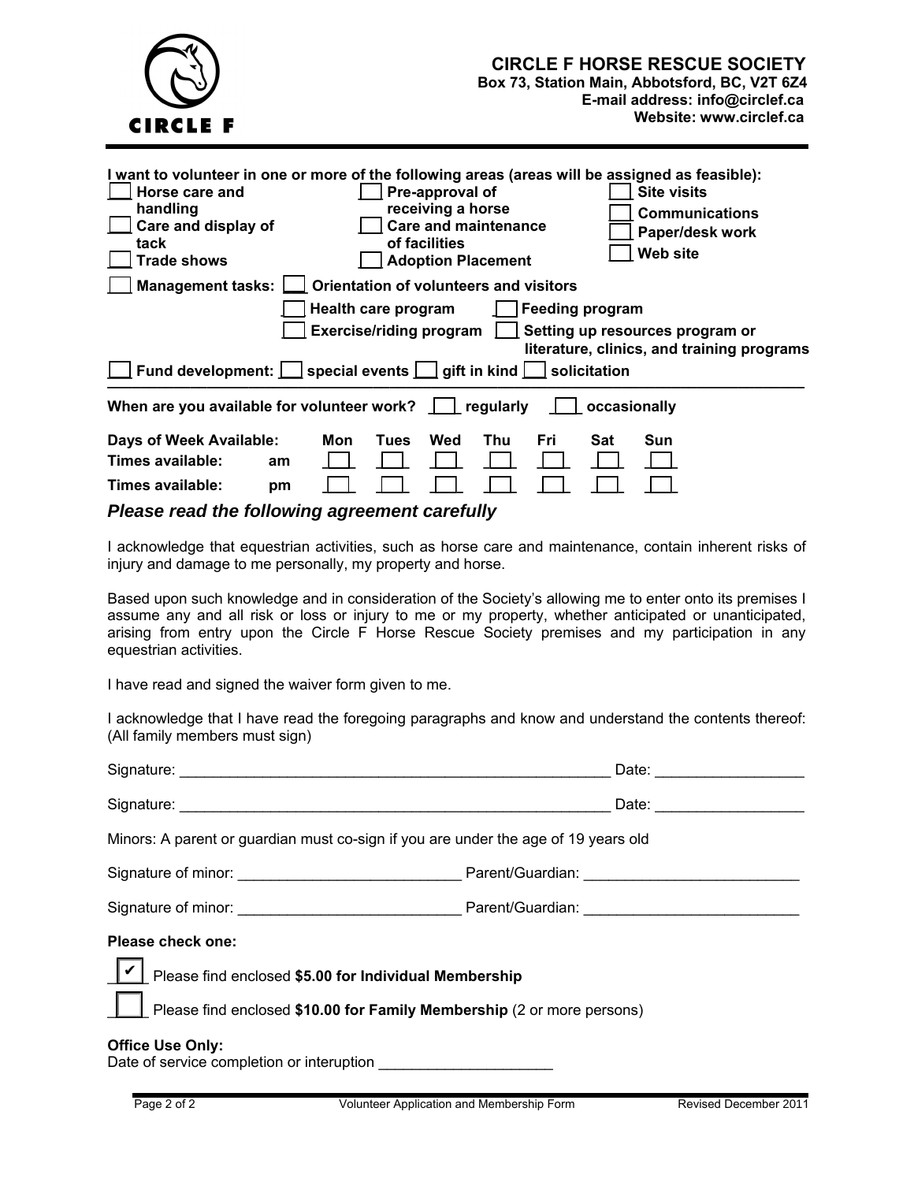**CIRCLE F HORSE RESCUE SOCIETY**
**Box 73, Station Main, Abbotsford, BC, V2T 6Z4**
**E-mail address: info@circlef.ca**
**Website: www.circlef.ca**

---

**I want to volunteer in one or more of the following areas (areas will be assigned as feasible):**

- [ ] **Horse care and handling**
- [ ] **Care and display of tack**
- [ ] **Trade shows**
- [ ] **Pre-approval of receiving a horse**
- [ ] **Care and maintenance of facilities**
- [ ] **Adoption Placement**
- [ ] **Site visits**
- [ ] **Communications**
- [ ] **Paper/desk work**
- [ ] **Web site**

- [ ] **Management tasks:**
  - [ ] **Orientation of volunteers and visitors**
  - [ ] **Health care program**
  - [ ] **Feeding program**
  - [ ] **Exercise/riding program**
  - [ ] **Setting up resources program or literature, clinics, and training programs**

- [ ] **Fund development:** [ ] **special events** [ ] **gift in kind** [ ] **solicitation**

---

**When are you available for volunteer work?** [ ] **regularly** [ ] **occasionally**

| **Days of Week Available:** | | **Mon** | **Tues** | **Wed** | **Thu** | **Fri** | **Sat** | **Sun** |
|---|---|---|---|---|---|---|---|---|
| **Times available:** | **am** | [ ] | [ ] | [ ] | [ ] | [ ] | [ ] | [ ] |
| **Times available:** | **pm** | [ ] | [ ] | [ ] | [ ] | [ ] | [ ] | [ ] |

### *Please read the following agreement carefully*

I acknowledge that equestrian activities, such as horse care and maintenance, contain inherent risks of injury and damage to me personally, my property and horse.

Based upon such knowledge and in consideration of the Society's allowing me to enter onto its premises I assume any and all risk or loss or injury to me or my property, whether anticipated or unanticipated, arising from entry upon the Circle F Horse Rescue Society premises and my participation in any equestrian activities.

I have read and signed the waiver form given to me.

I acknowledge that I have read the foregoing paragraphs and know and understand the contents thereof: (All family members must sign)

Signature: ____________________________________________________ Date: _________________

Signature: ____________________________________________________ Date: _________________

Minors: A parent or guardian must co-sign if you are under the age of 19 years old

Signature of minor: __________________________ Parent/Guardian: _________________________

Signature of minor: __________________________ Parent/Guardian: _________________________

**Please check one:**

- [x] Please find enclosed **$5.00 for Individual Membership**
- [ ] Please find enclosed **$10.00 for Family Membership** (2 or more persons)

**Office Use Only:**
Date of service completion or interuption ____________________